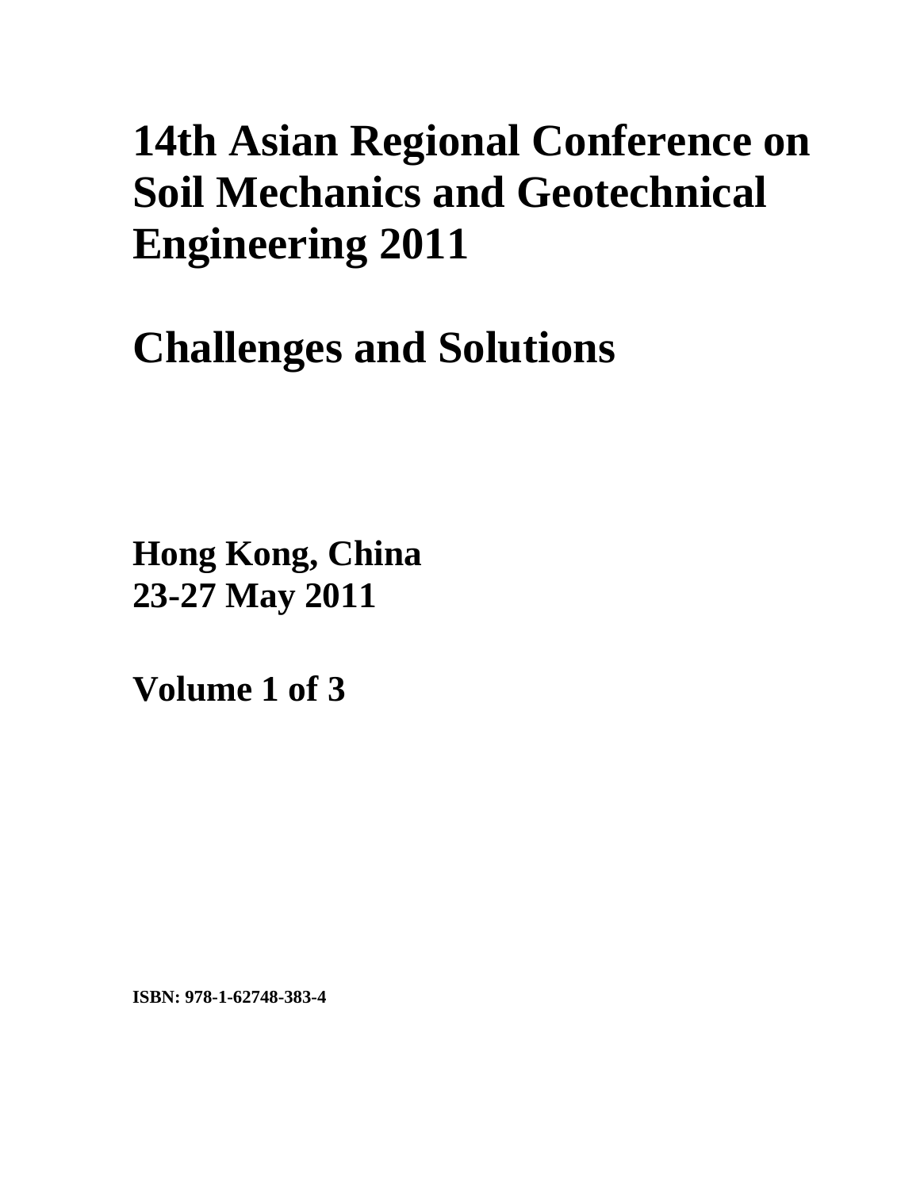# 14th Asian Regional Conference on Soil Mechanics and Geotechnical Engineering 2011

# Challenges and Solutions

**Hong Kong, China**
**23-27 May 2011**

**Volume 1 of 3**

**ISBN: 978-1-62748-383-4**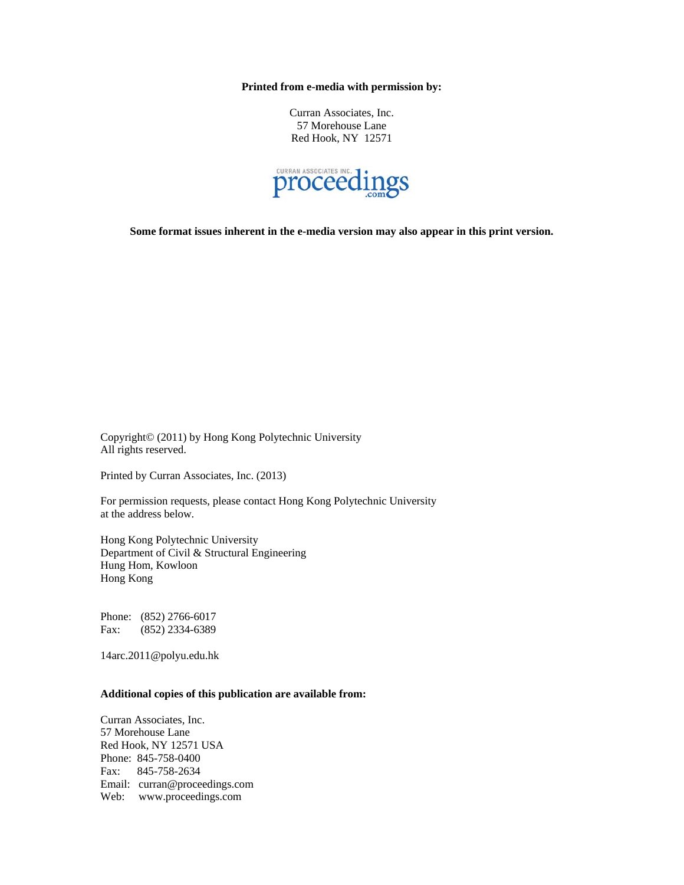**Printed from e-media with permission by:**

Curran Associates, Inc.
57 Morehouse Lane
Red Hook, NY 12571

**Some format issues inherent in the e-media version may also appear in this print version.**

Copyright© (2011) by Hong Kong Polytechnic University
All rights reserved.

Printed by Curran Associates, Inc. (2013)

For permission requests, please contact Hong Kong Polytechnic University at the address below.

Hong Kong Polytechnic University
Department of Civil & Structural Engineering
Hung Hom, Kowloon
Hong Kong

Phone: (852) 2766-6017
Fax: (852) 2334-6389

14arc.2011@polyu.edu.hk

**Additional copies of this publication are available from:**

Curran Associates, Inc.
57 Morehouse Lane
Red Hook, NY 12571 USA
Phone: 845-758-0400
Fax: 845-758-2634
Email: curran@proceedings.com
Web: www.proceedings.com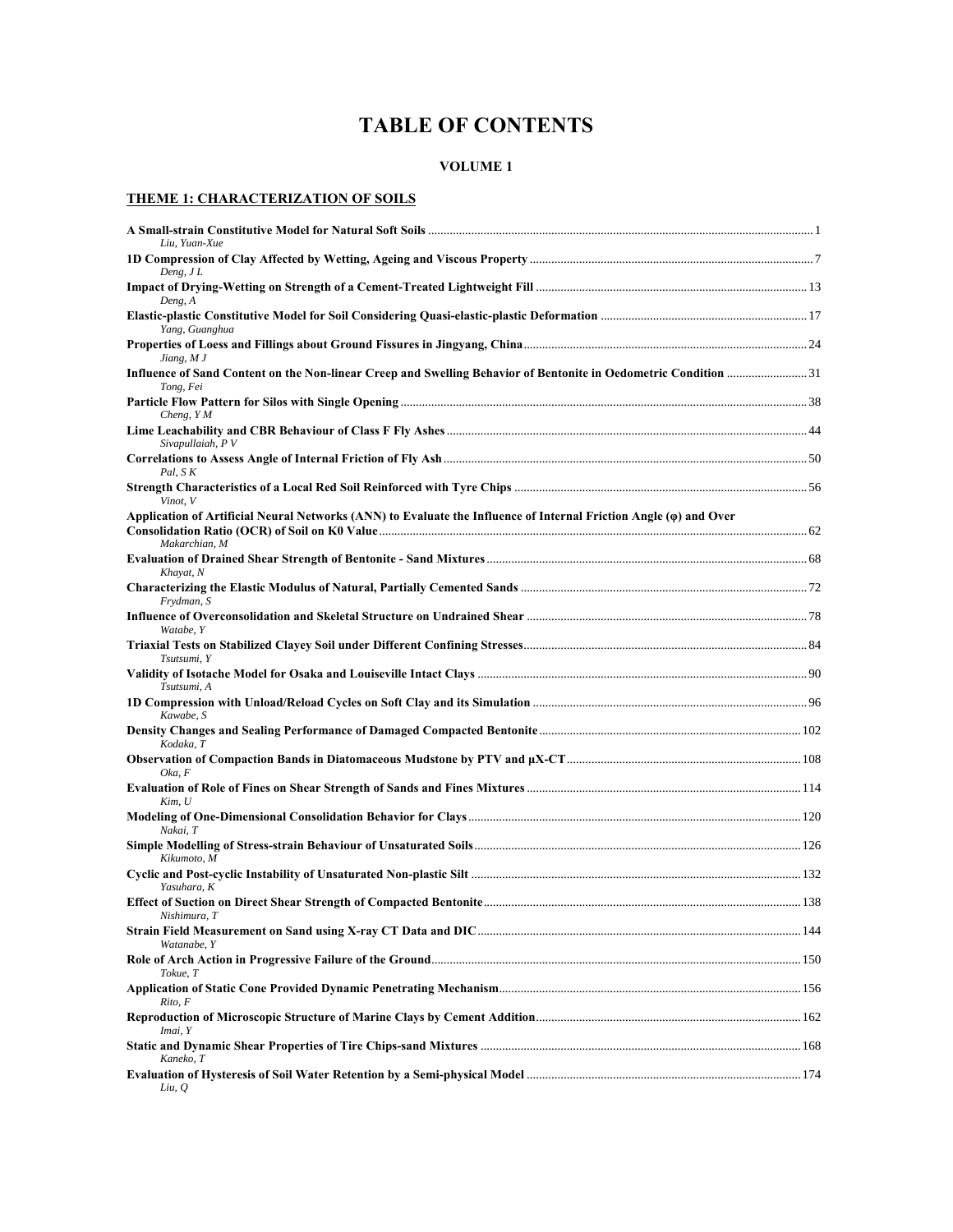# TABLE OF CONTENTS

## VOLUME 1

### THEME 1: CHARACTERIZATION OF SOILS

**A Small-strain Constitutive Model for Natural Soft Soils** .......... 1
*Liu, Yuan-Xue*

**1D Compression of Clay Affected by Wetting, Ageing and Viscous Property** .......... 7
*Deng, J L*

**Impact of Drying-Wetting on Strength of a Cement-Treated Lightweight Fill** .......... 13
*Deng, A*

**Elastic-plastic Constitutive Model for Soil Considering Quasi-elastic-plastic Deformation** .......... 17
*Yang, Guanghua*

**Properties of Loess and Fillings about Ground Fissures in Jingyang, China** .......... 24
*Jiang, M J*

**Influence of Sand Content on the Non-linear Creep and Swelling Behavior of Bentonite in Oedometric Condition** .......... 31
*Tong, Fei*

**Particle Flow Pattern for Silos with Single Opening** .......... 38
*Cheng, Y M*

**Lime Leachability and CBR Behaviour of Class F Fly Ashes** .......... 44
*Sivapullaiah, P V*

**Correlations to Assess Angle of Internal Friction of Fly Ash** .......... 50
*Pal, S K*

**Strength Characteristics of a Local Red Soil Reinforced with Tyre Chips** .......... 56
*Vinot, V*

**Application of Artificial Neural Networks (ANN) to Evaluate the Influence of Internal Friction Angle (φ) and Over Consolidation Ratio (OCR) of Soil on K0 Value** .......... 62
*Makarchian, M*

**Evaluation of Drained Shear Strength of Bentonite - Sand Mixtures** .......... 68
*Khayat, N*

**Characterizing the Elastic Modulus of Natural, Partially Cemented Sands** .......... 72
*Frydman, S*

**Influence of Overconsolidation and Skeletal Structure on Undrained Shear** .......... 78
*Watabe, Y*

**Triaxial Tests on Stabilized Clayey Soil under Different Confining Stresses** .......... 84
*Tsutsumi, Y*

**Validity of Isotache Model for Osaka and Louiseville Intact Clays** .......... 90
*Tsutsumi, A*

**1D Compression with Unload/Reload Cycles on Soft Clay and its Simulation** .......... 96
*Kawabe, S*

**Density Changes and Sealing Performance of Damaged Compacted Bentonite** .......... 102
*Kodaka, T*

**Observation of Compaction Bands in Diatomaceous Mudstone by PTV and μX-CT** .......... 108
*Oka, F*

**Evaluation of Role of Fines on Shear Strength of Sands and Fines Mixtures** .......... 114
*Kim, U*

**Modeling of One-Dimensional Consolidation Behavior for Clays** .......... 120
*Nakai, T*

**Simple Modelling of Stress-strain Behaviour of Unsaturated Soils** .......... 126
*Kikumoto, M*

**Cyclic and Post-cyclic Instability of Unsaturated Non-plastic Silt** .......... 132
*Yasuhara, K*

**Effect of Suction on Direct Shear Strength of Compacted Bentonite** .......... 138
*Nishimura, T*

**Strain Field Measurement on Sand using X-ray CT Data and DIC** .......... 144
*Watanabe, Y*

**Role of Arch Action in Progressive Failure of the Ground** .......... 150
*Tokue, T*

**Application of Static Cone Provided Dynamic Penetrating Mechanism** .......... 156
*Rito, F*

**Reproduction of Microscopic Structure of Marine Clays by Cement Addition** .......... 162
*Imai, Y*

**Static and Dynamic Shear Properties of Tire Chips-sand Mixtures** .......... 168
*Kaneko, T*

**Evaluation of Hysteresis of Soil Water Retention by a Semi-physical Model** .......... 174
*Liu, Q*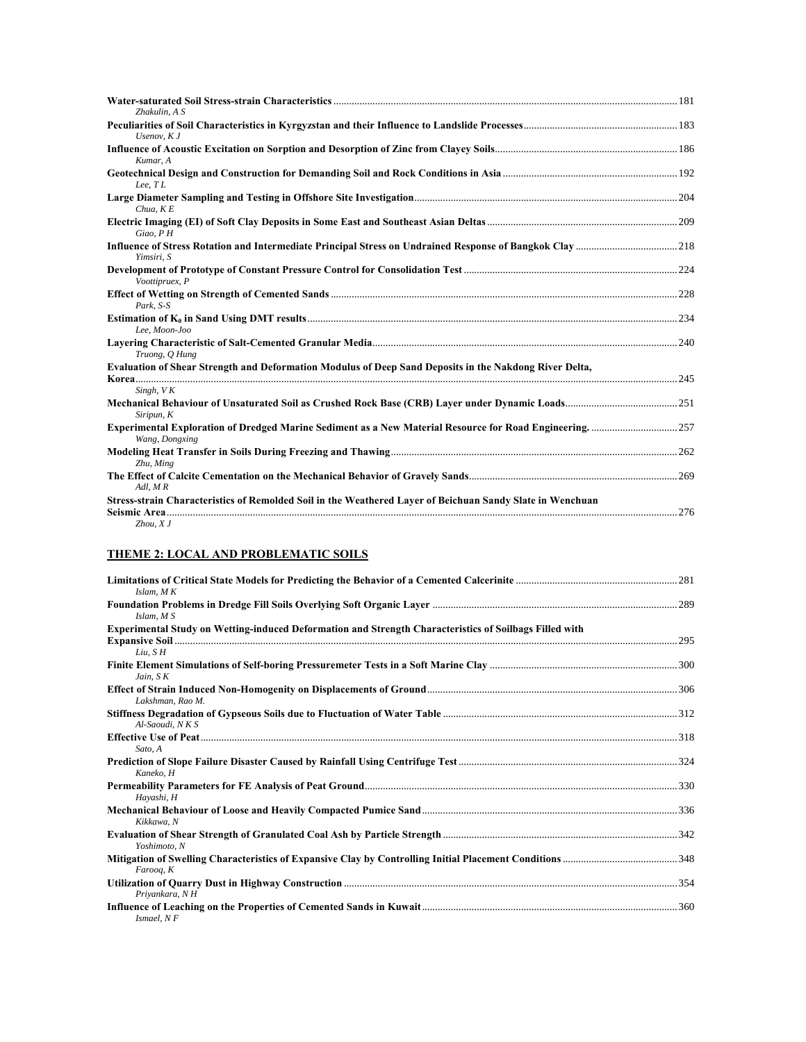**Water-saturated Soil Stress-strain Characteristics** .......... 181
*Zhakulin, A S*

**Peculiarities of Soil Characteristics in Kyrgyzstan and their Influence to Landslide Processes** .......... 183
*Usenov, K J*

**Influence of Acoustic Excitation on Sorption and Desorption of Zinc from Clayey Soils** .......... 186
*Kumar, A*

**Geotechnical Design and Construction for Demanding Soil and Rock Conditions in Asia** .......... 192
*Lee, T L*

**Large Diameter Sampling and Testing in Offshore Site Investigation** .......... 204
*Chua, K E*

**Electric Imaging (EI) of Soft Clay Deposits in Some East and Southeast Asian Deltas** .......... 209
*Giao, P H*

**Influence of Stress Rotation and Intermediate Principal Stress on Undrained Response of Bangkok Clay** .......... 218
*Yimsiri, S*

**Development of Prototype of Constant Pressure Control for Consolidation Test** .......... 224
*Voottipruex, P*

**Effect of Wetting on Strength of Cemented Sands** .......... 228
*Park, S-S*

**Estimation of $K_0$ in Sand Using DMT results** .......... 234
*Lee, Moon-Joo*

**Layering Characteristic of Salt-Cemented Granular Media** .......... 240
*Truong, Q Hung*

**Evaluation of Shear Strength and Deformation Modulus of Deep Sand Deposits in the Nakdong River Delta, Korea** .......... 245
*Singh, V K*

**Mechanical Behaviour of Unsaturated Soil as Crushed Rock Base (CRB) Layer under Dynamic Loads** .......... 251
*Siripun, K*

**Experimental Exploration of Dredged Marine Sediment as a New Material Resource for Road Engineering.** .......... 257
*Wang, Dongxing*

**Modeling Heat Transfer in Soils During Freezing and Thawing** .......... 262
*Zhu, Ming*

**The Effect of Calcite Cementation on the Mechanical Behavior of Gravely Sands** .......... 269
*Adl, M R*

**Stress-strain Characteristics of Remolded Soil in the Weathered Layer of Beichuan Sandy Slate in Wenchuan Seismic Area** .......... 276
*Zhou, X J*

## THEME 2: LOCAL AND PROBLEMATIC SOILS

**Limitations of Critical State Models for Predicting the Behavior of a Cemented Calcerinite** .......... 281
*Islam, M K*

**Foundation Problems in Dredge Fill Soils Overlying Soft Organic Layer** .......... 289
*Islam, M S*

**Experimental Study on Wetting-induced Deformation and Strength Characteristics of Soilbags Filled with Expansive Soil** .......... 295
*Liu, S H*

**Finite Element Simulations of Self-boring Pressuremeter Tests in a Soft Marine Clay** .......... 300
*Jain, S K*

**Effect of Strain Induced Non-Homogenity on Displacements of Ground** .......... 306
*Lakshman, Rao M.*

**Stiffness Degradation of Gypseous Soils due to Fluctuation of Water Table** .......... 312
*Al-Saoudi, N K S*

**Effective Use of Peat** .......... 318
*Sato, A*

**Prediction of Slope Failure Disaster Caused by Rainfall Using Centrifuge Test** .......... 324
*Kaneko, H*

**Permeability Parameters for FE Analysis of Peat Ground** .......... 330
*Hayashi, H*

**Mechanical Behaviour of Loose and Heavily Compacted Pumice Sand** .......... 336
*Kikkawa, N*

**Evaluation of Shear Strength of Granulated Coal Ash by Particle Strength** .......... 342
*Yoshimoto, N*

**Mitigation of Swelling Characteristics of Expansive Clay by Controlling Initial Placement Conditions** .......... 348
*Farooq, K*

**Utilization of Quarry Dust in Highway Construction** .......... 354
*Priyankara, N H*

**Influence of Leaching on the Properties of Cemented Sands in Kuwait** .......... 360
*Ismael, N F*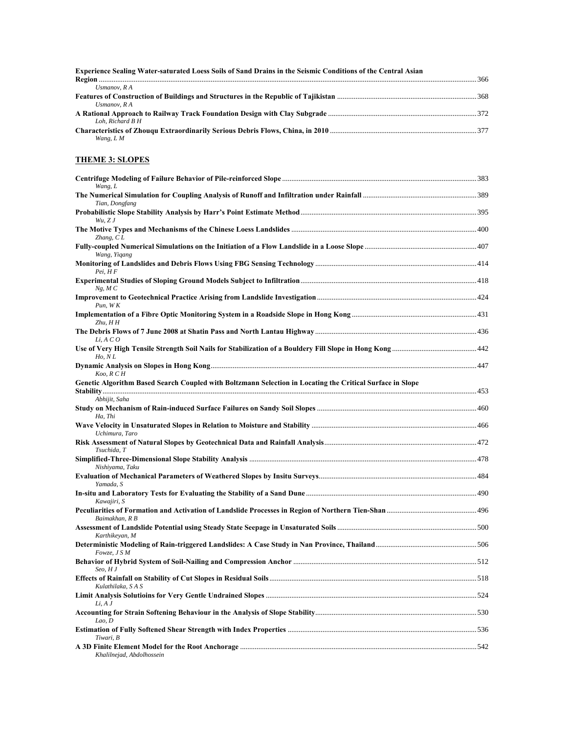**Experience Sealing Water-saturated Loess Soils of Sand Drains in the Seismic Conditions of the Central Asian Region** ........ 366
*Usmanov, R A*

**Features of Construction of Buildings and Structures in the Republic of Tajikistan** ........ 368
*Usmanov, R A*

**A Rational Approach to Railway Track Foundation Design with Clay Subgrade** ........ 372
*Loh, Richard B H*

**Characteristics of Zhouqu Extraordinarily Serious Debris Flows, China, in 2010** ........ 377
*Wang, L M*

## THEME 3: SLOPES

**Centrifuge Modeling of Failure Behavior of Pile-reinforced Slope** ........ 383
*Wang, L*

**The Numerical Simulation for Coupling Analysis of Runoff and Infiltration under Rainfall** ........ 389
*Tian, Dongfang*

**Probabilistic Slope Stability Analysis by Harr's Point Estimate Method** ........ 395
*Wu, Z J*

**The Motive Types and Mechanisms of the Chinese Loess Landslides** ........ 400
*Zhang, C L*

**Fully-coupled Numerical Simulations on the Initiation of a Flow Landslide in a Loose Slope** ........ 407
*Wang, Yiqang*

**Monitoring of Landslides and Debris Flows Using FBG Sensing Technology** ........ 414
*Pei, H F*

**Experimental Studies of Sloping Ground Models Subject to Infiltration** ........ 418
*Ng, M C*

**Improvement to Geotechnical Practice Arising from Landslide Investigation** ........ 424
*Pun, W K*

**Implementation of a Fibre Optic Monitoring System in a Roadside Slope in Hong Kong** ........ 431
*Zhu, H H*

**The Debris Flows of 7 June 2008 at Shatin Pass and North Lantau Highway** ........ 436
*Li, A C O*

**Use of Very High Tensile Strength Soil Nails for Stabilization of a Bouldery Fill Slope in Hong Kong** ........ 442
*Ho, N L*

**Dynamic Analysis on Slopes in Hong Kong** ........ 447
*Koo, R C H*

**Genetic Algorithm Based Search Coupled with Boltzmann Selection in Locating the Critical Surface in Slope Stability** ........ 453
*Abhijit, Saha*

**Study on Mechanism of Rain-induced Surface Failures on Sandy Soil Slopes** ........ 460
*Ha, Thi*

**Wave Velocity in Unsaturated Slopes in Relation to Moisture and Stability** ........ 466
*Uchimura, Taro*

**Risk Assessment of Natural Slopes by Geotechnical Data and Rainfall Analysis** ........ 472
*Tsuchida, T*

**Simplified-Three-Dimensional Slope Stability Analysis** ........ 478
*Nishiyama, Taku*

**Evaluation of Mechanical Parameters of Weathered Slopes by Insitu Surveys** ........ 484
*Yamada, S*

**In-situ and Laboratory Tests for Evaluating the Stability of a Sand Dune** ........ 490
*Kawajiri, S*

**Peculiarities of Formation and Activation of Landslide Processes in Region of Northern Tien-Shan** ........ 496
*Baimakhan, R B*

**Assessment of Landslide Potential using Steady State Seepage in Unsaturated Soils** ........ 500
*Karthikeyan, M*

**Deterministic Modeling of Rain-triggered Landslides: A Case Study in Nan Province, Thailand** ........ 506
*Fowze, J S M*

**Behavior of Hybrid System of Soil-Nailing and Compression Anchor** ........ 512
*Seo, H J*

**Effects of Rainfall on Stability of Cut Slopes in Residual Soils** ........ 518
*Kulathilaka, S A S*

**Limit Analysis Solutioins for Very Gentle Undrained Slopes** ........ 524
*Li, A J*

**Accounting for Strain Softening Behaviour in the Analysis of Slope Stability** ........ 530
*Lao, D*

**Estimation of Fully Softened Shear Strength with Index Properties** ........ 536
*Tiwari, B*

**A 3D Finite Element Model for the Root Anchorage** ........ 542
*Khalilnejad, Abdolhossein*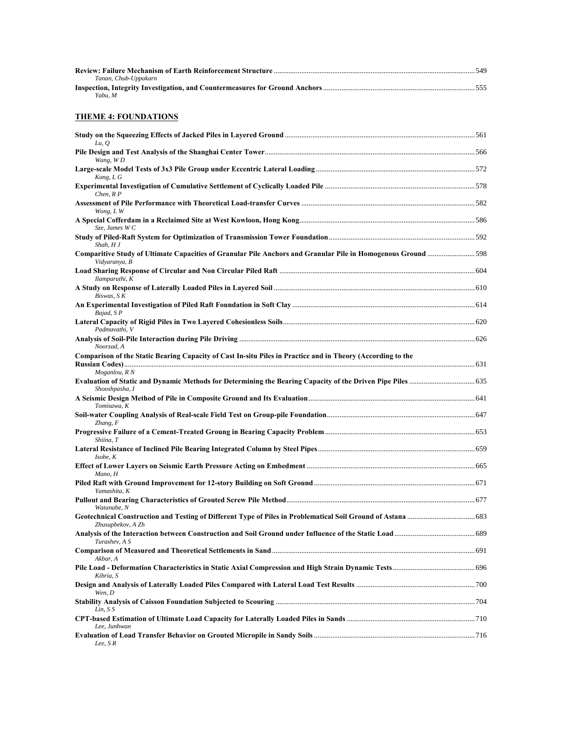**Review: Failure Mechanism of Earth Reinforcement Structure** ............ 549
*Tanan, Chub-Uppakarn*

**Inspection, Integrity Investigation, and Countermeasures for Ground Anchors** ............ 555
*Yabu, M*

## THEME 4: FOUNDATIONS

**Study on the Squeezing Effects of Jacked Piles in Layered Ground** ............ 561
*Lu, Q*

**Pile Design and Test Analysis of the Shanghai Center Tower** ............ 566
*Wang, W D*

**Large-scale Model Tests of 3x3 Pile Group under Eccentric Lateral Loading** ............ 572
*Kong, L G*

**Experimental Investigation of Cumulative Settlement of Cyclically Loaded Pile** ............ 578
*Chen, R P*

**Assessment of Pile Performance with Theoretical Load-transfer Curves** ............ 582
*Wong, L W*

**A Special Cofferdam in a Reclaimed Site at West Kowloon, Hong Kong** ............ 586
*Sze, James W C*

**Study of Piled-Raft System for Optimization of Transmission Tower Foundation** ............ 592
*Shah, H J*

**Comparitive Study of Ultimate Capacities of Granular Pile Anchors and Granular Pile in Homogenous Ground** ............ 598
*Vidyaranya, B*

**Load Sharing Response of Circular and Non Circular Piled Raft** ............ 604
*Ilamparuthi, K*

**A Study on Response of Laterally Loaded Piles in Layered Soil** ............ 610
*Biswas, S K*

**An Experimental Investigation of Piled Raft Foundation in Soft Clay** ............ 614
*Bajad, S P*

**Lateral Capacity of Rigid Piles in Two Layered Cohesionless Soils** ............ 620
*Padmavathi, V*

**Analysis of Soil-Pile Interaction during Pile Driving** ............ 626
*Noorzad, A*

**Comparison of the Static Bearing Capacity of Cast In-situ Piles in Practice and in Theory (According to the Russian Codes)** ............ 631
*Moganlou, R N*

**Evaluation of Static and Dynamic Methods for Determining the Bearing Capacity of the Driven Pipe Piles** ............ 635
*Shooshpasha, I*

**A Seismic Design Method of Pile in Composite Ground and Its Evaluation** ............ 641
*Tomisawa, K*

**Soil-water Coupling Analysis of Real-scale Field Test on Group-pile Foundation** ............ 647
*Zhang, F*

**Progressive Failure of a Cement-Treated Groung in Bearing Capacity Problem** ............ 653
*Shiina, T*

**Lateral Resistance of Inclined Pile Bearing Integrated Column by Steel Pipes** ............ 659
*Isobe, K*

**Effect of Lower Layers on Seismic Earth Pressure Acting on Embedment** ............ 665
*Mano, H*

**Piled Raft with Ground Improvement for 12-story Building on Soft Ground** ............ 671
*Yamashita, K*

**Pullout and Bearing Characteristics of Grouted Screw Pile Method** ............ 677
*Watanabe, N*

**Geotechnical Construction and Testing of Different Type of Piles in Problematical Soil Ground of Astana** ............ 683
*Zhusupbekov, A Zh*

**Analysis of the Interaction between Construction and Soil Ground under Influence of the Static Load** ............ 689
*Turashev, A S*

**Comparison of Measured and Theoretical Settlements in Sand** ............ 691
*Akbar, A*

**Pile Load - Deformation Characteristics in Static Axial Compression and High Strain Dynamic Tests** ............ 696
*Kibria, S*

**Design and Analysis of Laterally Loaded Piles Compared with Lateral Load Test Results** ............ 700
*Wen, D*

**Stability Analysis of Caisson Foundation Subjected to Scouring** ............ 704
*Lin, S S*

**CPT-based Estimation of Ultimate Load Capacity for Laterally Loaded Piles in Sands** ............ 710
*Lee, Junhwan*

**Evaluation of Load Transfer Behavior on Grouted Micropile in Sandy Soils** ............ 716
*Lee, S R*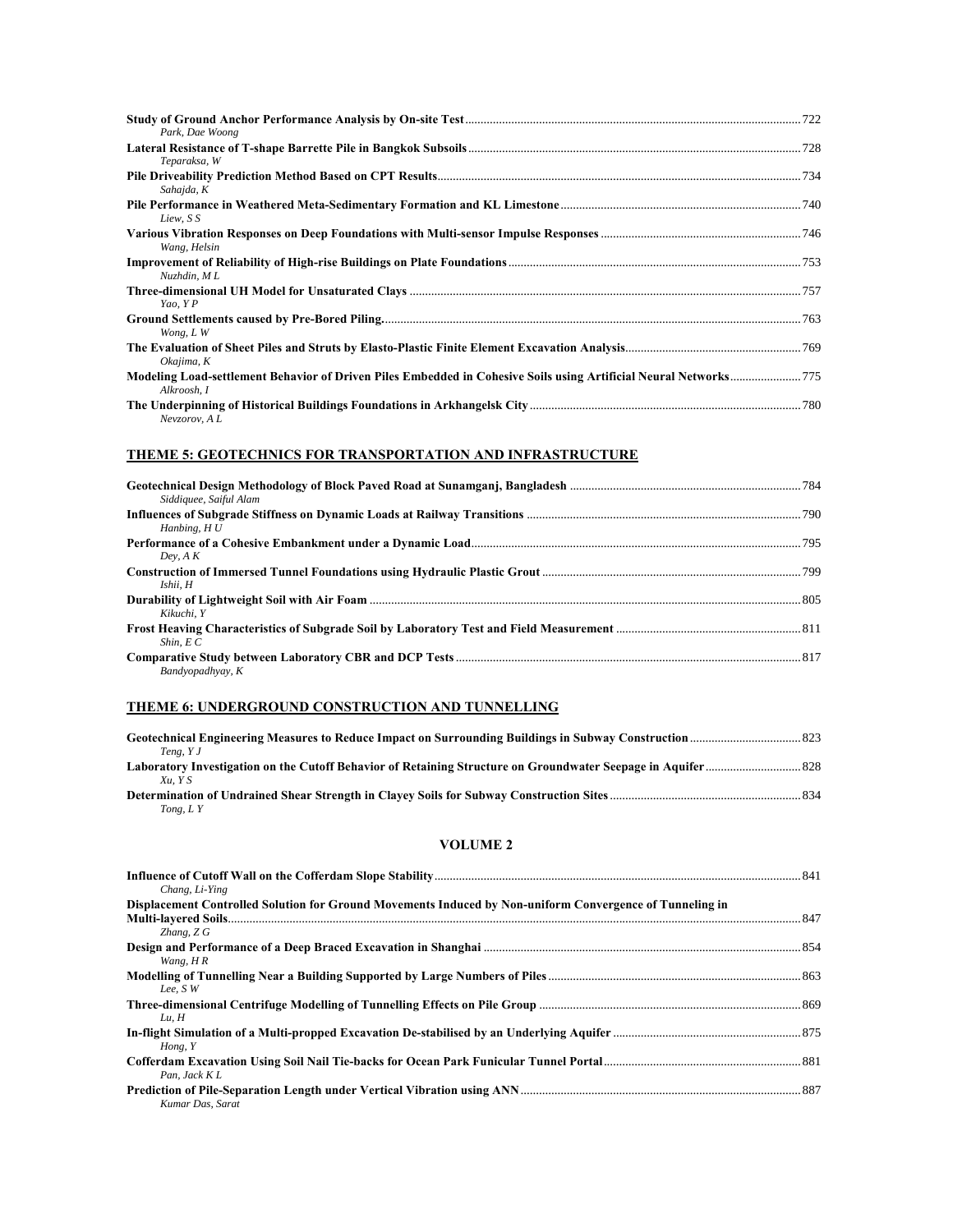**Study of Ground Anchor Performance Analysis by On-site Test** ... 722
*Park, Dae Woong*

**Lateral Resistance of T-shape Barrette Pile in Bangkok Subsoils** ... 728
*Teparaksa, W*

**Pile Driveability Prediction Method Based on CPT Results** ... 734
*Sahajda, K*

**Pile Performance in Weathered Meta-Sedimentary Formation and KL Limestone** ... 740
*Liew, S S*

**Various Vibration Responses on Deep Foundations with Multi-sensor Impulse Responses** ... 746
*Wang, Helsin*

**Improvement of Reliability of High-rise Buildings on Plate Foundations** ... 753
*Nuzhdin, M L*

**Three-dimensional UH Model for Unsaturated Clays** ... 757
*Yao, Y P*

**Ground Settlements caused by Pre-Bored Piling.** ... 763
*Wong, L W*

**The Evaluation of Sheet Piles and Struts by Elasto-Plastic Finite Element Excavation Analysis** ... 769
*Okajima, K*

**Modeling Load-settlement Behavior of Driven Piles Embedded in Cohesive Soils using Artificial Neural Networks** ... 775
*Alkroosh, I*

**The Underpinning of Historical Buildings Foundations in Arkhangelsk City** ... 780
*Nevzorov, A L*

## THEME 5: GEOTECHNICS FOR TRANSPORTATION AND INFRASTRUCTURE

**Geotechnical Design Methodology of Block Paved Road at Sunamganj, Bangladesh** ... 784
*Siddiquee, Saiful Alam*

**Influences of Subgrade Stiffness on Dynamic Loads at Railway Transitions** ... 790
*Hanbing, H U*

**Performance of a Cohesive Embankment under a Dynamic Load** ... 795
*Dey, A K*

**Construction of Immersed Tunnel Foundations using Hydraulic Plastic Grout** ... 799
*Ishii, H*

**Durability of Lightweight Soil with Air Foam** ... 805
*Kikuchi, Y*

**Frost Heaving Characteristics of Subgrade Soil by Laboratory Test and Field Measurement** ... 811
*Shin, E C*

**Comparative Study between Laboratory CBR and DCP Tests** ... 817
*Bandyopadhyay, K*

## THEME 6: UNDERGROUND CONSTRUCTION AND TUNNELLING

**Geotechnical Engineering Measures to Reduce Impact on Surrounding Buildings in Subway Construction** ... 823
*Teng, Y J*

**Laboratory Investigation on the Cutoff Behavior of Retaining Structure on Groundwater Seepage in Aquifer** ... 828
*Xu, Y S*

**Determination of Undrained Shear Strength in Clayey Soils for Subway Construction Sites** ... 834
*Tong, L Y*

## VOLUME 2

**Influence of Cutoff Wall on the Cofferdam Slope Stability** ... 841
*Chang, Li-Ying*

**Displacement Controlled Solution for Ground Movements Induced by Non-uniform Convergence of Tunneling in Multi-layered Soils** ... 847
*Zhang, Z G*

**Design and Performance of a Deep Braced Excavation in Shanghai** ... 854
*Wang, H R*

**Modelling of Tunnelling Near a Building Supported by Large Numbers of Piles** ... 863
*Lee, S W*

**Three-dimensional Centrifuge Modelling of Tunnelling Effects on Pile Group** ... 869
*Lu, H*

**In-flight Simulation of a Multi-propped Excavation De-stabilised by an Underlying Aquifer** ... 875
*Hong, Y*

**Cofferdam Excavation Using Soil Nail Tie-backs for Ocean Park Funicular Tunnel Portal** ... 881
*Pan, Jack K L*

**Prediction of Pile-Separation Length under Vertical Vibration using ANN** ... 887
*Kumar Das, Sarat*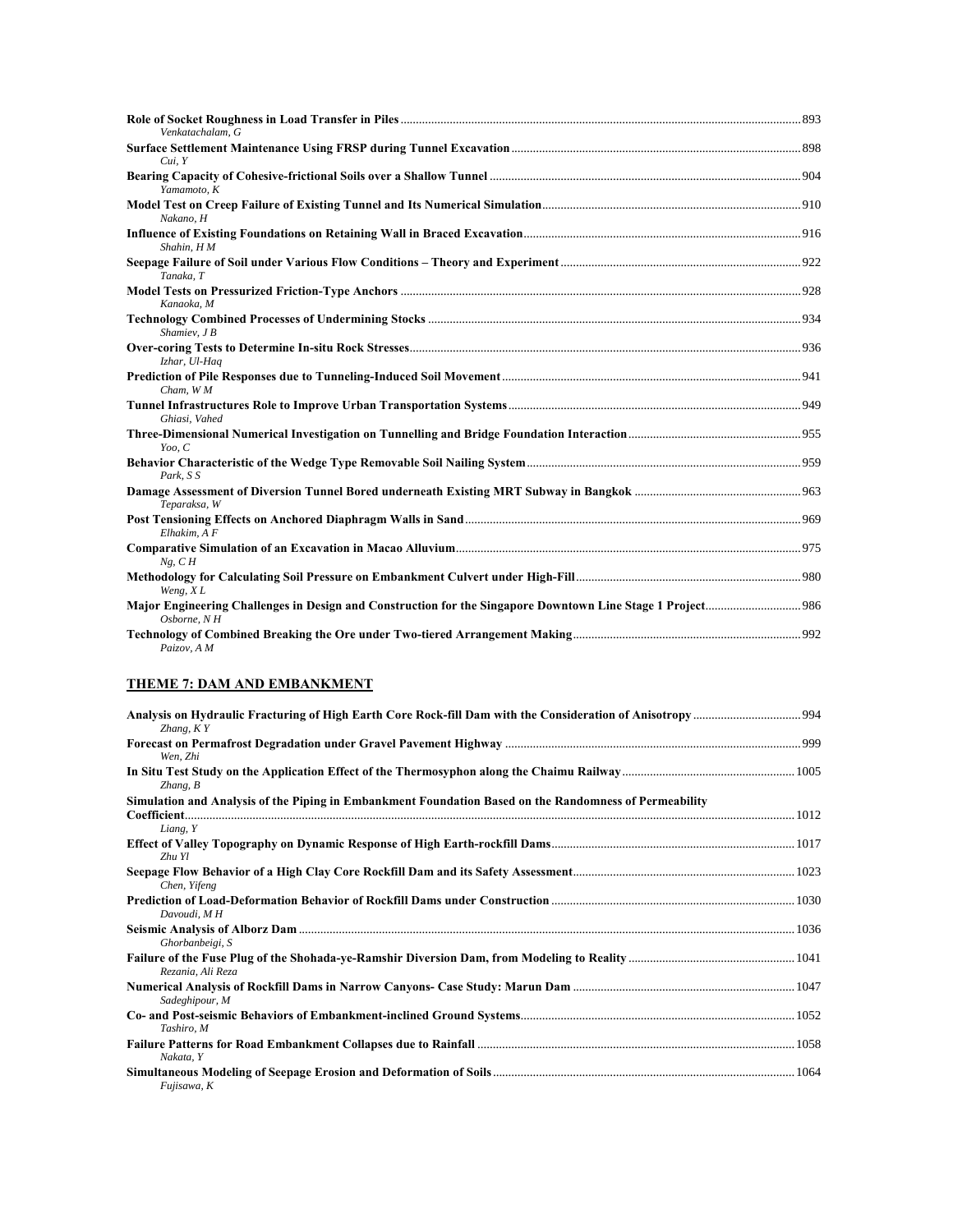**Role of Socket Roughness in Load Transfer in Piles** ... 893
*Venkatachalam, G*

**Surface Settlement Maintenance Using FRSP during Tunnel Excavation** ... 898
*Cui, Y*

**Bearing Capacity of Cohesive-frictional Soils over a Shallow Tunnel** ... 904
*Yamamoto, K*

**Model Test on Creep Failure of Existing Tunnel and Its Numerical Simulation** ... 910
*Nakano, H*

**Influence of Existing Foundations on Retaining Wall in Braced Excavation** ... 916
*Shahin, H M*

**Seepage Failure of Soil under Various Flow Conditions – Theory and Experiment** ... 922
*Tanaka, T*

**Model Tests on Pressurized Friction-Type Anchors** ... 928
*Kanaoka, M*

**Technology Combined Processes of Undermining Stocks** ... 934
*Shamiev, J B*

**Over-coring Tests to Determine In-situ Rock Stresses** ... 936
*Izhar, Ul-Haq*

**Prediction of Pile Responses due to Tunneling-Induced Soil Movement** ... 941
*Cham, W M*

**Tunnel Infrastructures Role to Improve Urban Transportation Systems** ... 949
*Ghiasi, Vahed*

**Three-Dimensional Numerical Investigation on Tunnelling and Bridge Foundation Interaction** ... 955
*Yoo, C*

**Behavior Characteristic of the Wedge Type Removable Soil Nailing System** ... 959
*Park, S S*

**Damage Assessment of Diversion Tunnel Bored underneath Existing MRT Subway in Bangkok** ... 963
*Teparaksa, W*

**Post Tensioning Effects on Anchored Diaphragm Walls in Sand** ... 969
*Elhakim, A F*

**Comparative Simulation of an Excavation in Macao Alluvium** ... 975
*Ng, C H*

**Methodology for Calculating Soil Pressure on Embankment Culvert under High-Fill** ... 980
*Weng, X L*

**Major Engineering Challenges in Design and Construction for the Singapore Downtown Line Stage 1 Project** ... 986
*Osborne, N H*

**Technology of Combined Breaking the Ore under Two-tiered Arrangement Making** ... 992
*Paizov, A M*

## THEME 7: DAM AND EMBANKMENT

**Analysis on Hydraulic Fracturing of High Earth Core Rock-fill Dam with the Consideration of Anisotropy** ... 994
*Zhang, K Y*

**Forecast on Permafrost Degradation under Gravel Pavement Highway** ... 999
*Wen, Zhi*

**In Situ Test Study on the Application Effect of the Thermosyphon along the Chaimu Railway** ... 1005
*Zhang, B*

**Simulation and Analysis of the Piping in Embankment Foundation Based on the Randomness of Permeability Coefficient** ... 1012
*Liang, Y*

**Effect of Valley Topography on Dynamic Response of High Earth-rockfill Dams** ... 1017
*Zhu Yl*

**Seepage Flow Behavior of a High Clay Core Rockfill Dam and its Safety Assessment** ... 1023
*Chen, Yifeng*

**Prediction of Load-Deformation Behavior of Rockfill Dams under Construction** ... 1030
*Davoudi, M H*

**Seismic Analysis of Alborz Dam** ... 1036
*Ghorbanbeigi, S*

**Failure of the Fuse Plug of the Shohada-ye-Ramshir Diversion Dam, from Modeling to Reality** ... 1041
*Rezania, Ali Reza*

**Numerical Analysis of Rockfill Dams in Narrow Canyons- Case Study: Marun Dam** ... 1047
*Sadeghipour, M*

**Co- and Post-seismic Behaviors of Embankment-inclined Ground Systems** ... 1052
*Tashiro, M*

**Failure Patterns for Road Embankment Collapses due to Rainfall** ... 1058
*Nakata, Y*

**Simultaneous Modeling of Seepage Erosion and Deformation of Soils** ... 1064
*Fujisawa, K*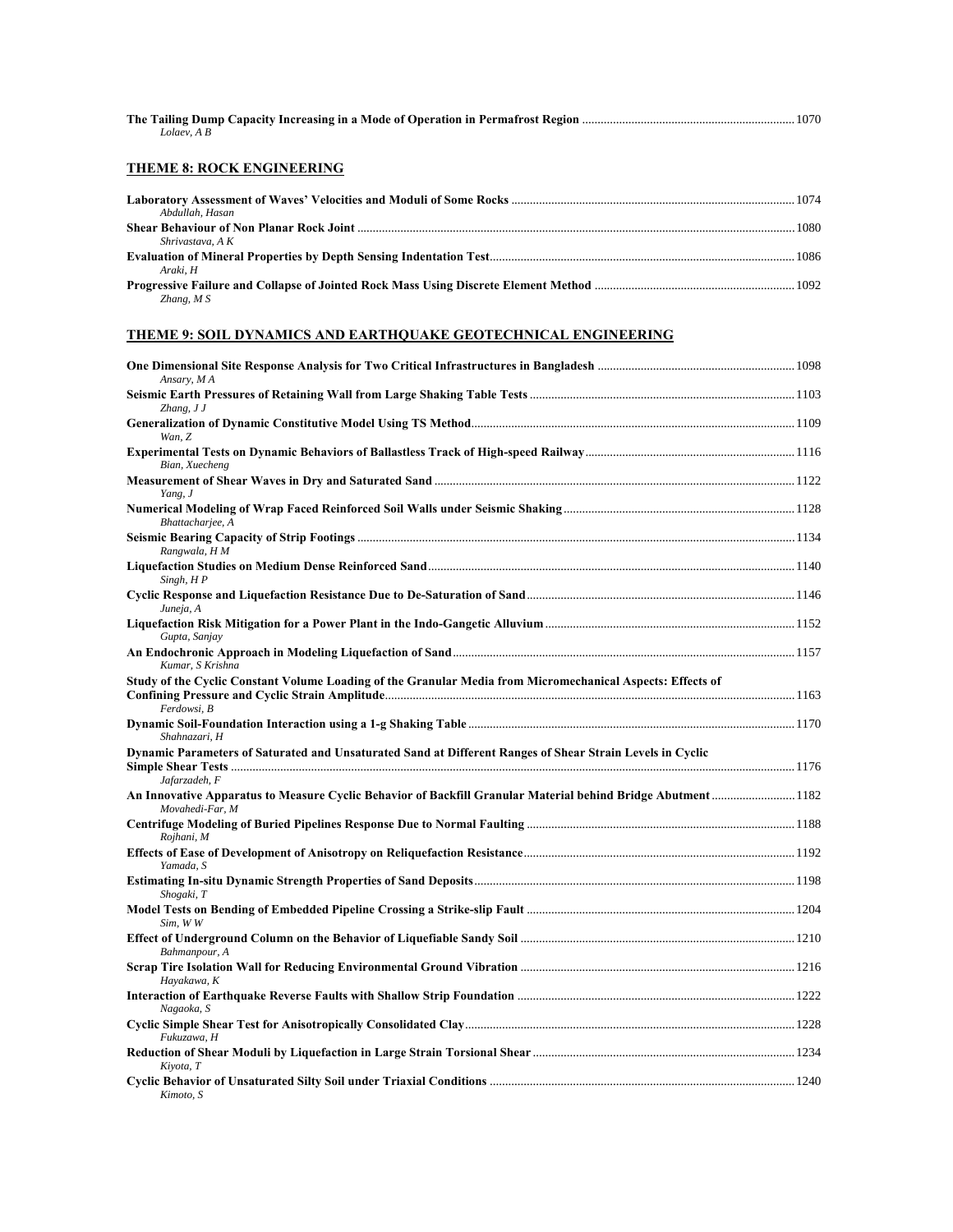**The Tailing Dump Capacity Increasing in a Mode of Operation in Permafrost Region** .................................................................... 1070
*Lolaev, A B*

## THEME 8: ROCK ENGINEERING

**Laboratory Assessment of Waves' Velocities and Moduli of Some Rocks** ........................................................................................... 1074
*Abdullah, Hasan*

**Shear Behaviour of Non Planar Rock Joint** ............................................................................................................................................ 1080
*Shrivastava, A K*

**Evaluation of Mineral Properties by Depth Sensing Indentation Test**.................................................................................................. 1086
*Araki, H*

**Progressive Failure and Collapse of Jointed Rock Mass Using Discrete Element Method** ................................................................ 1092
*Zhang, M S*

## THEME 9: SOIL DYNAMICS AND EARTHQUAKE GEOTECHNICAL ENGINEERING

**One Dimensional Site Response Analysis for Two Critical Infrastructures in Bangladesh** ................................................................ 1098
*Ansary, M A*

**Seismic Earth Pressures of Retaining Wall from Large Shaking Table Tests** ..................................................................................... 1103
*Zhang, J J*

**Generalization of Dynamic Constitutive Model Using TS Method**........................................................................................................ 1109
*Wan, Z*

**Experimental Tests on Dynamic Behaviors of Ballastless Track of High-speed Railway**.................................................................... 1116
*Bian, Xuecheng*

**Measurement of Shear Waves in Dry and Saturated Sand** .................................................................................................................... 1122
*Yang, J*

**Numerical Modeling of Wrap Faced Reinforced Soil Walls under Seismic Shaking**........................................................................... 1128
*Bhattacharjee, A*

**Seismic Bearing Capacity of Strip Footings** ............................................................................................................................................ 1134
*Rangwala, H M*

**Liquefaction Studies on Medium Dense Reinforced Sand**...................................................................................................................... 1140
*Singh, H P*

**Cyclic Response and Liquefaction Resistance Due to De-Saturation of Sand**...................................................................................... 1146
*Juneja, A*

**Liquefaction Risk Mitigation for a Power Plant in the Indo-Gangetic Alluvium**................................................................................ 1152
*Gupta, Sanjay*

**An Endochronic Approach in Modeling Liquefaction of Sand**.............................................................................................................. 1157
*Kumar, S Krishna*

**Study of the Cyclic Constant Volume Loading of the Granular Media from Micromechanical Aspects: Effects of Confining Pressure and Cyclic Strain Amplitude**.................................................................................................................................... 1163
*Ferdowsi, B*

**Dynamic Soil-Foundation Interaction using a 1-g Shaking Table** ......................................................................................................... 1170
*Shahnazari, H*

**Dynamic Parameters of Saturated and Unsaturated Sand at Different Ranges of Shear Strain Levels in Cyclic Simple Shear Tests** ............................................................................................................................................................................. 1176
*Jafarzadeh, F*

**An Innovative Apparatus to Measure Cyclic Behavior of Backfill Granular Material behind Bridge Abutment** .......................... 1182
*Movahedi-Far, M*

**Centrifuge Modeling of Buried Pipelines Response Due to Normal Faulting** ...................................................................................... 1188
*Rojhani, M*

**Effects of Ease of Development of Anisotropy on Reliquefaction Resistance**....................................................................................... 1192
*Yamada, S*

**Estimating In-situ Dynamic Strength Properties of Sand Deposits**....................................................................................................... 1198
*Shogaki, T*

**Model Tests on Bending of Embedded Pipeline Crossing a Strike-slip Fault** ...................................................................................... 1204
*Sim, W W*

**Effect of Underground Column on the Behavior of Liquefiable Sandy Soil** ......................................................................................... 1210
*Bahmanpour, A*

**Scrap Tire Isolation Wall for Reducing Environmental Ground Vibration** ......................................................................................... 1216
*Hayakawa, K*

**Interaction of Earthquake Reverse Faults with Shallow Strip Foundation** .......................................................................................... 1222
*Nagaoka, S*

**Cyclic Simple Shear Test for Anisotropically Consolidated Clay**.......................................................................................................... 1228
*Fukuzawa, H*

**Reduction of Shear Moduli by Liquefaction in Large Strain Torsional Shear** ..................................................................................... 1234
*Kiyota, T*

**Cyclic Behavior of Unsaturated Silty Soil under Triaxial Conditions** .................................................................................................. 1240
*Kimoto, S*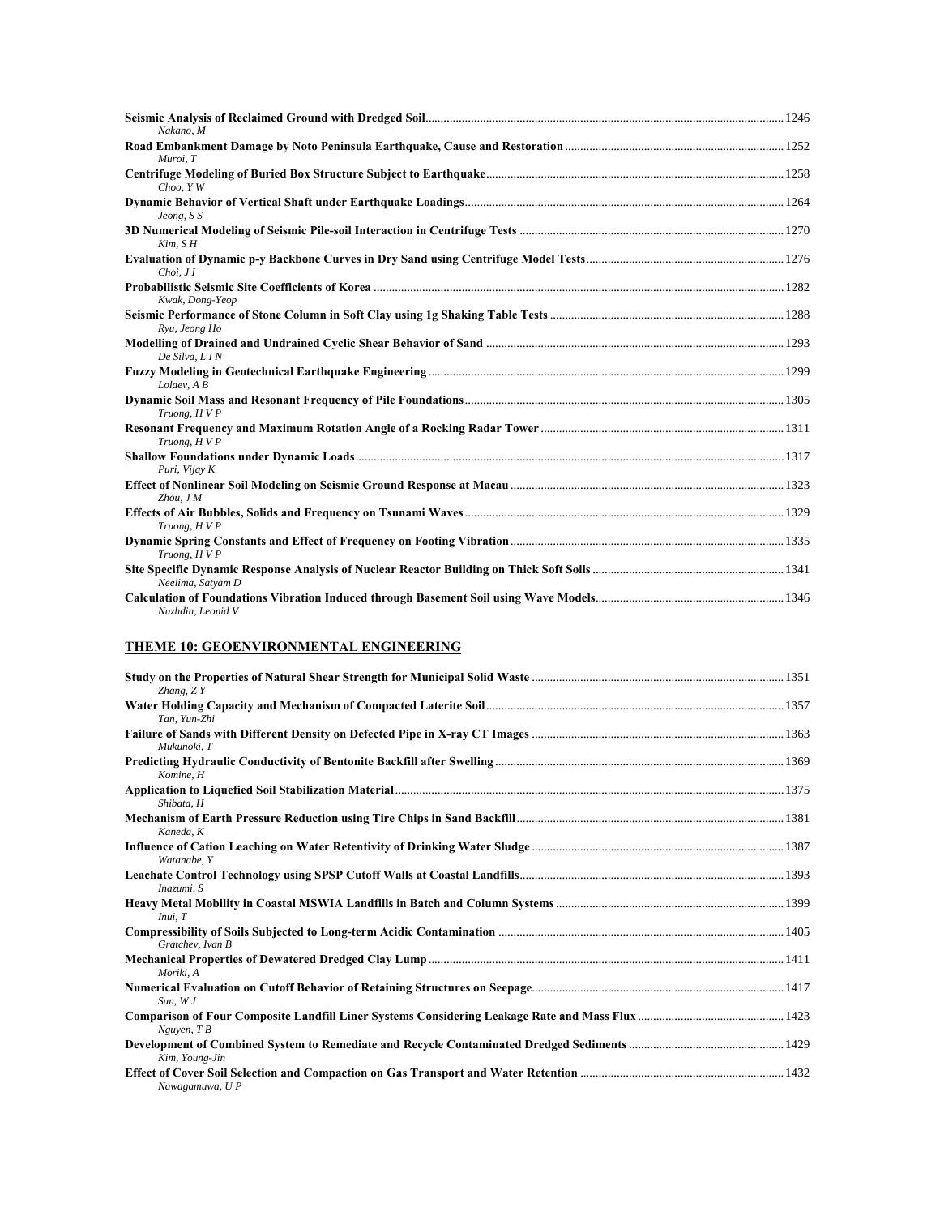**Seismic Analysis of Reclaimed Ground with Dredged Soil** ..... 1246
*Nakano, M*

**Road Embankment Damage by Noto Peninsula Earthquake, Cause and Restoration** ..... 1252
*Muroi, T*

**Centrifuge Modeling of Buried Box Structure Subject to Earthquake** ..... 1258
*Choo, Y W*

**Dynamic Behavior of Vertical Shaft under Earthquake Loadings** ..... 1264
*Jeong, S S*

**3D Numerical Modeling of Seismic Pile-soil Interaction in Centrifuge Tests** ..... 1270
*Kim, S H*

**Evaluation of Dynamic p-y Backbone Curves in Dry Sand using Centrifuge Model Tests** ..... 1276
*Choi, J I*

**Probabilistic Seismic Site Coefficients of Korea** ..... 1282
*Kwak, Dong-Yeop*

**Seismic Performance of Stone Column in Soft Clay using 1g Shaking Table Tests** ..... 1288
*Ryu, Jeong Ho*

**Modelling of Drained and Undrained Cyclic Shear Behavior of Sand** ..... 1293
*De Silva, L I N*

**Fuzzy Modeling in Geotechnical Earthquake Engineering** ..... 1299
*Lolaev, A B*

**Dynamic Soil Mass and Resonant Frequency of Pile Foundations** ..... 1305
*Truong, H V P*

**Resonant Frequency and Maximum Rotation Angle of a Rocking Radar Tower** ..... 1311
*Truong, H V P*

**Shallow Foundations under Dynamic Loads** ..... 1317
*Puri, Vijay K*

**Effect of Nonlinear Soil Modeling on Seismic Ground Response at Macau** ..... 1323
*Zhou, J M*

**Effects of Air Bubbles, Solids and Frequency on Tsunami Waves** ..... 1329
*Truong, H V P*

**Dynamic Spring Constants and Effect of Frequency on Footing Vibration** ..... 1335
*Truong, H V P*

**Site Specific Dynamic Response Analysis of Nuclear Reactor Building on Thick Soft Soils** ..... 1341
*Neelima, Satyam D*

**Calculation of Foundations Vibration Induced through Basement Soil using Wave Models** ..... 1346
*Nuzhdin, Leonid V*

## THEME 10: GEOENVIRONMENTAL ENGINEERING

**Study on the Properties of Natural Shear Strength for Municipal Solid Waste** ..... 1351
*Zhang, Z Y*

**Water Holding Capacity and Mechanism of Compacted Laterite Soil** ..... 1357
*Tan, Yun-Zhi*

**Failure of Sands with Different Density on Defected Pipe in X-ray CT Images** ..... 1363
*Mukunoki, T*

**Predicting Hydraulic Conductivity of Bentonite Backfill after Swelling** ..... 1369
*Komine, H*

**Application to Liquefied Soil Stabilization Material** ..... 1375
*Shibata, H*

**Mechanism of Earth Pressure Reduction using Tire Chips in Sand Backfill** ..... 1381
*Kaneda, K*

**Influence of Cation Leaching on Water Retentivity of Drinking Water Sludge** ..... 1387
*Watanabe, Y*

**Leachate Control Technology using SPSP Cutoff Walls at Coastal Landfills** ..... 1393
*Inazumi, S*

**Heavy Metal Mobility in Coastal MSWIA Landfills in Batch and Column Systems** ..... 1399
*Inui, T*

**Compressibility of Soils Subjected to Long-term Acidic Contamination** ..... 1405
*Gratchev, Ivan B*

**Mechanical Properties of Dewatered Dredged Clay Lump** ..... 1411
*Moriki, A*

**Numerical Evaluation on Cutoff Behavior of Retaining Structures on Seepage** ..... 1417
*Sun, W J*

**Comparison of Four Composite Landfill Liner Systems Considering Leakage Rate and Mass Flux** ..... 1423
*Nguyen, T B*

**Development of Combined System to Remediate and Recycle Contaminated Dredged Sediments** ..... 1429
*Kim, Young-Jin*

**Effect of Cover Soil Selection and Compaction on Gas Transport and Water Retention** ..... 1432
*Nawagamuwa, U P*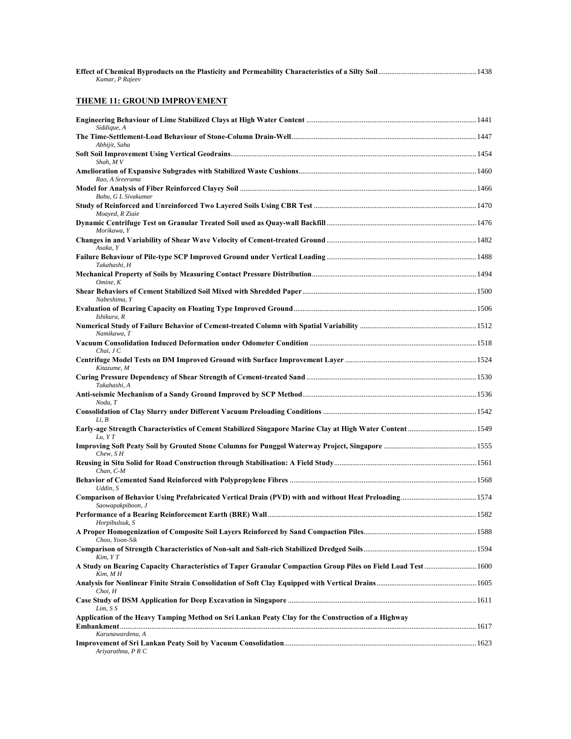**Effect of Chemical Byproducts on the Plasticity and Permeability Characteristics of a Silty Soil** .................................................... 1438
*Kumar, P Rajeev*

## THEME 11: GROUND IMPROVEMENT

**Engineering Behaviour of Lime Stabilized Clays at High Water Content** .......................................................................................... 1441
*Siddique, A*

**The Time-Settlement-Load Behaviour of Stone-Column Drain-Well** .................................................................................................. 1447
*Abhijit, Saha*

**Soft Soil Improvement Using Vertical Geodrains** .................................................................................................................................. 1454
*Shah, M V*

**Amelioration of Expansive Subgrades with Stabilized Waste Cushions** ............................................................................................... 1460
*Rao, A Sreerama*

**Model for Analysis of Fiber Reinforced Clayey Soil** .............................................................................................................................. 1466
*Babu, G L Sivakumar*

**Study of Reinforced and Unreinforced Two Layered Soils Using CBR Test** ......................................................................................... 1470
*Moayed, R Ziaie*

**Dynamic Centrifuge Test on Granular Treated Soil used as Quay-wall Backfill** ................................................................................ 1476
*Morikawa, Y*

**Changes in and Variability of Shear Wave Velocity of Cement-treated Ground** ................................................................................ 1482
*Asaka, Y*

**Failure Behaviour of Pile-type SCP Improved Ground under Vertical Loading** ................................................................................ 1488
*Takahashi, H*

**Mechanical Property of Soils by Measuring Contact Pressure Distribution** ........................................................................................ 1494
*Omine, K*

**Shear Behaviors of Cement Stabilized Soil Mixed with Shredded Paper** ............................................................................................ 1500
*Nabeshima, Y*

**Evaluation of Bearing Capacity on Floating Type Improved Ground** ................................................................................................... 1506
*Ishikura, R*

**Numerical Study of Failure Behavior of Cement-treated Column with Spatial Variability** .............................................................. 1512
*Namikawa, T*

**Vacuum Consolidation Induced Deformation under Odometer Condition** ......................................................................................... 1518
*Chai, J C*

**Centrifuge Model Tests on DM Improved Ground with Surface Improvement Layer** ....................................................................... 1524
*Kitazume, M*

**Curing Pressure Dependency of Shear Strength of Cement-treated Sand** ........................................................................................... 1530
*Takahashi, A*

**Anti-seismic Mechanism of a Sandy Ground Improved by SCP Method** ............................................................................................. 1536
*Noda, T*

**Consolidation of Clay Slurry under Different Vacuum Preloading Conditions** .................................................................................. 1542
*Li, B*

**Early-age Strength Characteristics of Cement Stabilized Singapore Marine Clay at High Water Content** ..................................... 1549
*Lu, Y T*

**Improving Soft Peaty Soil by Grouted Stone Columns for Punggol Waterway Project, Singapore** ................................................. 1555
*Chew, S H*

**Reusing in Situ Solid for Road Construction through Stabilisation: A Field Study** ............................................................................ 1561
*Chan, C-M*

**Behavior of Cemented Sand Reinforced with Polypropylene Fibres** .................................................................................................... 1568
*Uddin, S*

**Comparison of Behavior Using Prefabricated Vertical Drain (PVD) with and without Heat Preloading** ......................................... 1574
*Saowapakpiboon, J*

**Performance of a Bearing Reinforcement Earth (BRE) Wall** ................................................................................................................ 1582
*Horpibulsuk, S*

**A Proper Homogenization of Composite Soil Layers Reinforced by Sand Compaction Piles** ............................................................ 1588
*Choo, Yoon-Sik*

**Comparison of Strength Characteristics of Non-salt and Salt-rich Stabilized Dredged Soils** ............................................................. 1594
*Kim, Y T*

**A Study on Bearing Capacity Characteristics of Taper Granular Compaction Group Piles on Field Load Test** ............................ 1600
*Kim, M H*

**Analysis for Nonlinear Finite Strain Consolidation of Soft Clay Equipped with Vertical Drains** ...................................................... 1605
*Choi, H*

**Case Study of DSM Application for Deep Excavation in Singapore** ..................................................................................................... 1611
*Lim, S S*

**Application of the Heavy Tamping Method on Sri Lankan Peaty Clay for the Construction of a Highway Embankment** ............................................................................................................................................................................................. 1617
*Karunawardena, A*

**Improvement of Sri Lankan Peaty Soil by Vacuum Consolidation** ....................................................................................................... 1623
*Ariyarathna, P R C*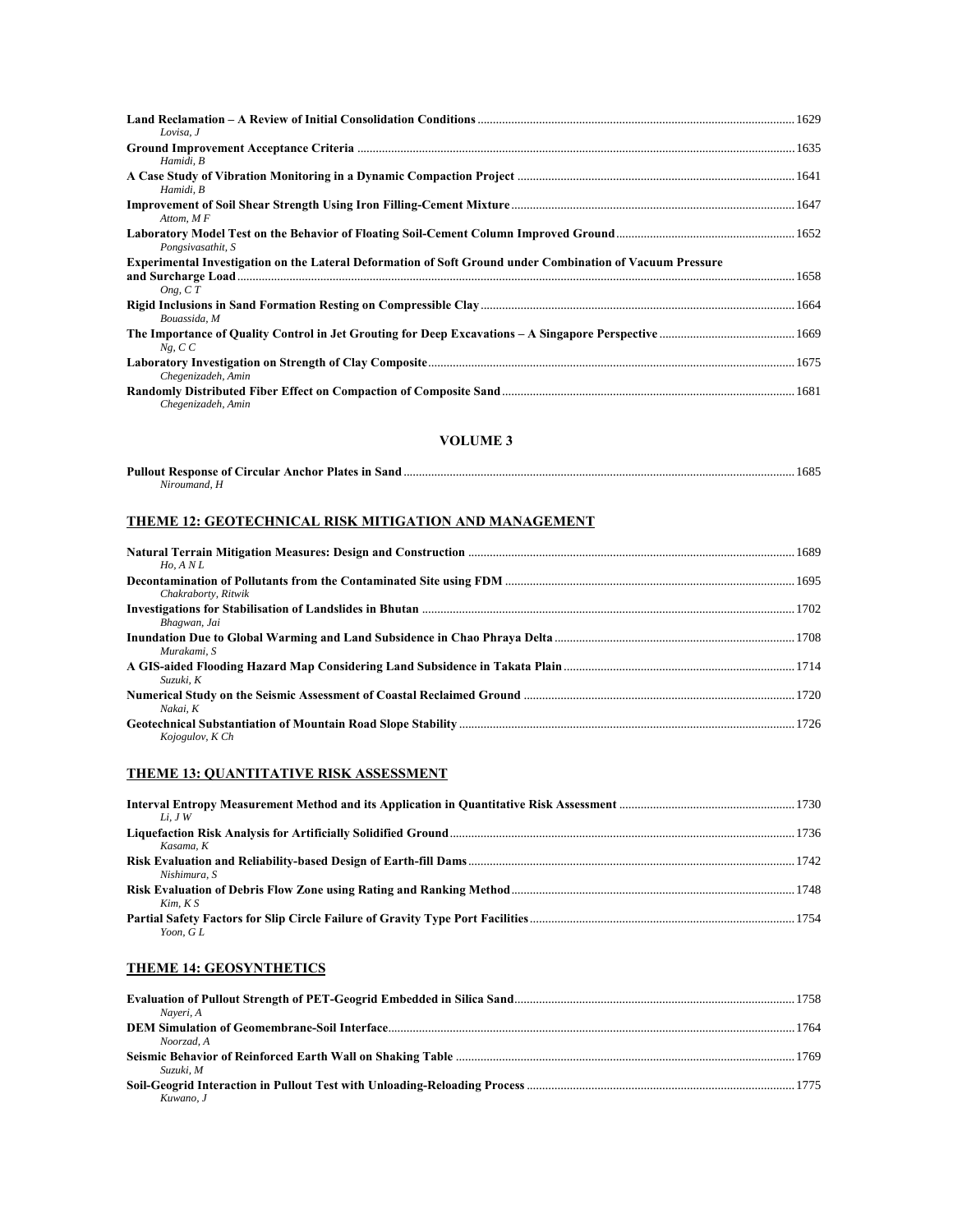**Land Reclamation – A Review of Initial Consolidation Conditions** ........ 1629
*Lovisa, J*

**Ground Improvement Acceptance Criteria** ........ 1635
*Hamidi, B*

**A Case Study of Vibration Monitoring in a Dynamic Compaction Project** ........ 1641
*Hamidi, B*

**Improvement of Soil Shear Strength Using Iron Filling-Cement Mixture** ........ 1647
*Attom, M F*

**Laboratory Model Test on the Behavior of Floating Soil-Cement Column Improved Ground** ........ 1652
*Pongsivasathit, S*

**Experimental Investigation on the Lateral Deformation of Soft Ground under Combination of Vacuum Pressure and Surcharge Load** ........ 1658
*Ong, C T*

**Rigid Inclusions in Sand Formation Resting on Compressible Clay** ........ 1664
*Bouassida, M*

**The Importance of Quality Control in Jet Grouting for Deep Excavations – A Singapore Perspective** ........ 1669
*Ng, C C*

**Laboratory Investigation on Strength of Clay Composite** ........ 1675
*Chegenizadeh, Amin*

**Randomly Distributed Fiber Effect on Compaction of Composite Sand** ........ 1681
*Chegenizadeh, Amin*

## VOLUME 3

**Pullout Response of Circular Anchor Plates in Sand** ........ 1685
*Niroumand, H*

## THEME 12: GEOTECHNICAL RISK MITIGATION AND MANAGEMENT

**Natural Terrain Mitigation Measures: Design and Construction** ........ 1689
*Ho, A N L*

**Decontamination of Pollutants from the Contaminated Site using FDM** ........ 1695
*Chakraborty, Ritwik*

**Investigations for Stabilisation of Landslides in Bhutan** ........ 1702
*Bhagwan, Jai*

**Inundation Due to Global Warming and Land Subsidence in Chao Phraya Delta** ........ 1708
*Murakami, S*

**A GIS-aided Flooding Hazard Map Considering Land Subsidence in Takata Plain** ........ 1714
*Suzuki, K*

**Numerical Study on the Seismic Assessment of Coastal Reclaimed Ground** ........ 1720
*Nakai, K*

**Geotechnical Substantiation of Mountain Road Slope Stability** ........ 1726
*Kojogulov, K Ch*

## THEME 13: QUANTITATIVE RISK ASSESSMENT

**Interval Entropy Measurement Method and its Application in Quantitative Risk Assessment** ........ 1730
*Li, J W*

**Liquefaction Risk Analysis for Artificially Solidified Ground** ........ 1736
*Kasama, K*

**Risk Evaluation and Reliability-based Design of Earth-fill Dams** ........ 1742
*Nishimura, S*

**Risk Evaluation of Debris Flow Zone using Rating and Ranking Method** ........ 1748
*Kim, K S*

**Partial Safety Factors for Slip Circle Failure of Gravity Type Port Facilities** ........ 1754
*Yoon, G L*

## THEME 14: GEOSYNTHETICS

**Evaluation of Pullout Strength of PET-Geogrid Embedded in Silica Sand** ........ 1758
*Nayeri, A*

**DEM Simulation of Geomembrane-Soil Interface** ........ 1764
*Noorzad, A*

**Seismic Behavior of Reinforced Earth Wall on Shaking Table** ........ 1769
*Suzuki, M*

**Soil-Geogrid Interaction in Pullout Test with Unloading-Reloading Process** ........ 1775
*Kuwano, J*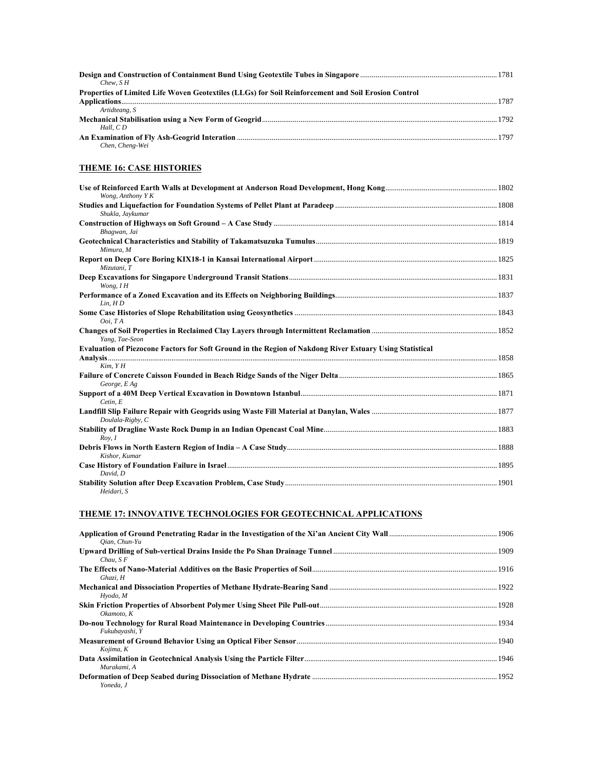**Design and Construction of Containment Bund Using Geotextile Tubes in Singapore** ........ 1781
*Chew, S H*

**Properties of Limited Life Woven Geotextiles (LLGs) for Soil Reinforcement and Soil Erosion Control Applications** ........ 1787
*Artidteang, S*

**Mechanical Stabilisation using a New Form of Geogrid** ........ 1792
*Hall, C D*

**An Examination of Fly Ash-Geogrid Interation** ........ 1797
*Chen, Cheng-Wei*

## THEME 16: CASE HISTORIES

**Use of Reinforced Earth Walls at Development at Anderson Road Development, Hong Kong** ........ 1802
*Wong, Anthony Y K*

**Studies and Liquefaction for Foundation Systems of Pellet Plant at Paradeep** ........ 1808
*Shukla, Jaykumar*

**Construction of Highways on Soft Ground – A Case Study** ........ 1814
*Bhagwan, Jai*

**Geotechnical Characteristics and Stability of Takamatsuzuka Tumulus** ........ 1819
*Mimura, M*

**Report on Deep Core Boring KIX18-1 in Kansai International Airport** ........ 1825
*Mizutani, T*

**Deep Excavations for Singapore Underground Transit Stations** ........ 1831
*Wong, I H*

**Performance of a Zoned Excavation and its Effects on Neighboring Buildings** ........ 1837
*Lin, H D*

**Some Case Histories of Slope Rehabilitation using Geosynthetics** ........ 1843
*Ooi, T A*

**Changes of Soil Properties in Reclaimed Clay Layers through Intermittent Reclamation** ........ 1852
*Yang, Tae-Seon*

**Evaluation of Piezocone Factors for Soft Ground in the Region of Nakdong River Estuary Using Statistical Analysis** ........ 1858
*Kim, Y H*

**Failure of Concrete Caisson Founded in Beach Ridge Sands of the Niger Delta** ........ 1865
*George, E Ag*

**Support of a 40M Deep Vertical Excavation in Downtown Istanbul** ........ 1871
*Cetin, E*

**Landfill Slip Failure Repair with Geogrids using Waste Fill Material at Danylan, Wales** ........ 1877
*Doulala-Rigby, C*

**Stability of Dragline Waste Rock Dump in an Indian Opencast Coal Mine** ........ 1883
*Roy, I*

**Debris Flows in North Eastern Region of India – A Case Study** ........ 1888
*Kishor, Kumar*

**Case History of Foundation Failure in Israel** ........ 1895
*David, D*

**Stability Solution after Deep Excavation Problem, Case Study** ........ 1901
*Heidari, S*

## THEME 17: INNOVATIVE TECHNOLOGIES FOR GEOTECHNICAL APPLICATIONS

**Application of Ground Penetrating Radar in the Investigation of the Xi'an Ancient City Wall** ........ 1906
*Qian, Chun-Yu*

**Upward Drilling of Sub-vertical Drains Inside the Po Shan Drainage Tunnel** ........ 1909
*Chau, S F*

**The Effects of Nano-Material Additives on the Basic Properties of Soil** ........ 1916
*Ghazi, H*

**Mechanical and Dissociation Properties of Methane Hydrate-Bearing Sand** ........ 1922
*Hyodo, M*

**Skin Friction Properties of Absorbent Polymer Using Sheet Pile Pull-out** ........ 1928
*Okamoto, K*

**Do-nou Technology for Rural Road Maintenance in Developing Countries** ........ 1934
*Fukubayashi, Y*

**Measurement of Ground Behavior Using an Optical Fiber Sensor** ........ 1940
*Kojima, K*

**Data Assimilation in Geotechnical Analysis Using the Particle Filter** ........ 1946
*Murakami, A*

**Deformation of Deep Seabed during Dissociation of Methane Hydrate** ........ 1952
*Yoneda, J*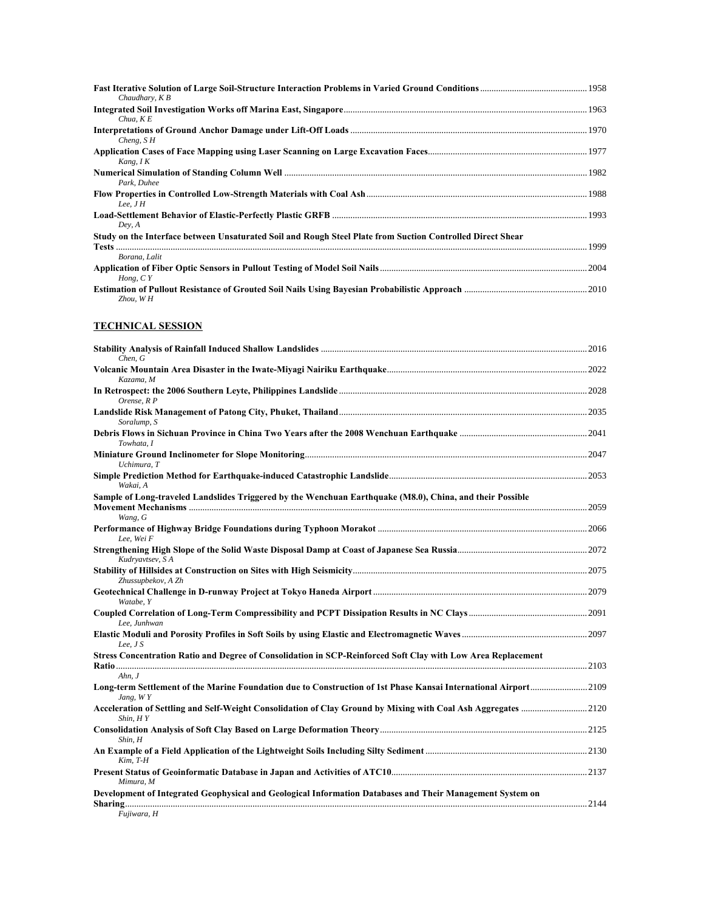**Fast Iterative Solution of Large Soil-Structure Interaction Problems in Varied Ground Conditions** ........ 1958
*Chaudhary, K B*

**Integrated Soil Investigation Works off Marina East, Singapore** ........ 1963
*Chua, K E*

**Interpretations of Ground Anchor Damage under Lift-Off Loads** ........ 1970
*Cheng, S H*

**Application Cases of Face Mapping using Laser Scanning on Large Excavation Faces** ........ 1977
*Kang, I K*

**Numerical Simulation of Standing Column Well** ........ 1982
*Park, Duhee*

**Flow Properties in Controlled Low-Strength Materials with Coal Ash** ........ 1988
*Lee, J H*

**Load-Settlement Behavior of Elastic-Perfectly Plastic GRFB** ........ 1993
*Dey, A*

**Study on the Interface between Unsaturated Soil and Rough Steel Plate from Suction Controlled Direct Shear Tests** ........ 1999
*Borana, Lalit*

**Application of Fiber Optic Sensors in Pullout Testing of Model Soil Nails** ........ 2004
*Hong, C Y*

**Estimation of Pullout Resistance of Grouted Soil Nails Using Bayesian Probabilistic Approach** ........ 2010
*Zhou, W H*

## TECHNICAL SESSION

**Stability Analysis of Rainfall Induced Shallow Landslides** ........ 2016
*Chen, G*

**Volcanic Mountain Area Disaster in the Iwate-Miyagi Nairiku Earthquake** ........ 2022
*Kazama, M*

**In Retrospect: the 2006 Southern Leyte, Philippines Landslide** ........ 2028
*Orense, R P*

**Landslide Risk Management of Patong City, Phuket, Thailand** ........ 2035
*Soralump, S*

**Debris Flows in Sichuan Province in China Two Years after the 2008 Wenchuan Earthquake** ........ 2041
*Towhata, I*

**Miniature Ground Inclinometer for Slope Monitoring** ........ 2047
*Uchimura, T*

**Simple Prediction Method for Earthquake-induced Catastrophic Landslide** ........ 2053
*Wakai, A*

**Sample of Long-traveled Landslides Triggered by the Wenchuan Earthquake (M8.0), China, and their Possible Movement Mechanisms** ........ 2059
*Wang, G*

**Performance of Highway Bridge Foundations during Typhoon Morakot** ........ 2066
*Lee, Wei F*

**Strengthening High Slope of the Solid Waste Disposal Damp at Coast of Japanese Sea Russia** ........ 2072
*Kudryavtsev, S A*

**Stability of Hillsides at Construction on Sites with High Seismicity** ........ 2075
*Zhussupbekov, A Zh*

**Geotechnical Challenge in D-runway Project at Tokyo Haneda Airport** ........ 2079
*Watabe, Y*

**Coupled Correlation of Long-Term Compressibility and PCPT Dissipation Results in NC Clays** ........ 2091
*Lee, Junhwan*

**Elastic Moduli and Porosity Profiles in Soft Soils by using Elastic and Electromagnetic Waves** ........ 2097
*Lee, J S*

**Stress Concentration Ratio and Degree of Consolidation in SCP-Reinforced Soft Clay with Low Area Replacement Ratio** ........ 2103
*Ahn, J*

**Long-term Settlement of the Marine Foundation due to Construction of 1st Phase Kansai International Airport** ........ 2109
*Jang, W Y*

**Acceleration of Settling and Self-Weight Consolidation of Clay Ground by Mixing with Coal Ash Aggregates** ........ 2120
*Shin, H Y*

**Consolidation Analysis of Soft Clay Based on Large Deformation Theory** ........ 2125
*Shin, H*

**An Example of a Field Application of the Lightweight Soils Including Silty Sediment** ........ 2130
*Kim, T-H*

**Present Status of Geoinformatic Database in Japan and Activities of ATC10** ........ 2137
*Mimura, M*

**Development of Integrated Geophysical and Geological Information Databases and Their Management System on Sharing** ........ 2144
*Fujiwara, H*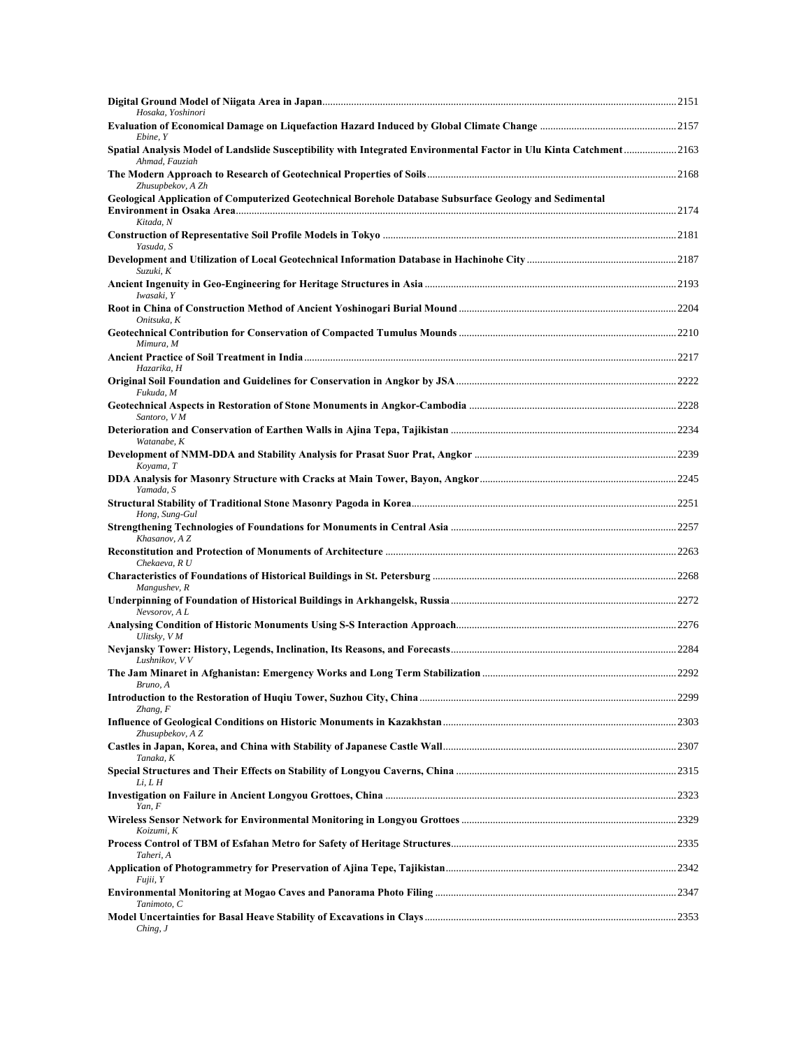**Digital Ground Model of Niigata Area in Japan** ........ 2151
*Hosaka, Yoshinori*

**Evaluation of Economical Damage on Liquefaction Hazard Induced by Global Climate Change** ........ 2157
*Ebine, Y*

**Spatial Analysis Model of Landslide Susceptibility with Integrated Environmental Factor in Ulu Kinta Catchment** ........ 2163
*Ahmad, Fauziah*

**The Modern Approach to Research of Geotechnical Properties of Soils** ........ 2168
*Zhusupbekov, A Zh*

**Geological Application of Computerized Geotechnical Borehole Database Subsurface Geology and Sedimental Environment in Osaka Area** ........ 2174
*Kitada, N*

**Construction of Representative Soil Profile Models in Tokyo** ........ 2181
*Yasuda, S*

**Development and Utilization of Local Geotechnical Information Database in Hachinohe City** ........ 2187
*Suzuki, K*

**Ancient Ingenuity in Geo-Engineering for Heritage Structures in Asia** ........ 2193
*Iwasaki, Y*

**Root in China of Construction Method of Ancient Yoshinogari Burial Mound** ........ 2204
*Onitsuka, K*

**Geotechnical Contribution for Conservation of Compacted Tumulus Mounds** ........ 2210
*Mimura, M*

**Ancient Practice of Soil Treatment in India** ........ 2217
*Hazarika, H*

**Original Soil Foundation and Guidelines for Conservation in Angkor by JSA** ........ 2222
*Fukuda, M*

**Geotechnical Aspects in Restoration of Stone Monuments in Angkor-Cambodia** ........ 2228
*Santoro, V M*

**Deterioration and Conservation of Earthen Walls in Ajina Tepa, Tajikistan** ........ 2234
*Watanabe, K*

**Development of NMM-DDA and Stability Analysis for Prasat Suor Prat, Angkor** ........ 2239
*Koyama, T*

**DDA Analysis for Masonry Structure with Cracks at Main Tower, Bayon, Angkor** ........ 2245
*Yamada, S*

**Structural Stability of Traditional Stone Masonry Pagoda in Korea** ........ 2251
*Hong, Sung-Gul*

**Strengthening Technologies of Foundations for Monuments in Central Asia** ........ 2257
*Khasanov, A Z*

**Reconstitution and Protection of Monuments of Architecture** ........ 2263
*Chekaeva, R U*

**Characteristics of Foundations of Historical Buildings in St. Petersburg** ........ 2268
*Mangushev, R*

**Underpinning of Foundation of Historical Buildings in Arkhangelsk, Russia** ........ 2272
*Nevsorov, A L*

**Analysing Condition of Historic Monuments Using S-S Interaction Approach** ........ 2276
*Ulitsky, V M*

**Nevjansky Tower: History, Legends, Inclination, Its Reasons, and Forecasts** ........ 2284
*Lushnikov, V V*

**The Jam Minaret in Afghanistan: Emergency Works and Long Term Stabilization** ........ 2292
*Bruno, A*

**Introduction to the Restoration of Huqiu Tower, Suzhou City, China** ........ 2299
*Zhang, F*

**Influence of Geological Conditions on Historic Monuments in Kazakhstan** ........ 2303
*Zhusupbekov, A Z*

**Castles in Japan, Korea, and China with Stability of Japanese Castle Wall** ........ 2307
*Tanaka, K*

**Special Structures and Their Effects on Stability of Longyou Caverns, China** ........ 2315
*Li, L H*

**Investigation on Failure in Ancient Longyou Grottoes, China** ........ 2323
*Yan, F*

**Wireless Sensor Network for Environmental Monitoring in Longyou Grottoes** ........ 2329
*Koizumi, K*

**Process Control of TBM of Esfahan Metro for Safety of Heritage Structures** ........ 2335
*Taheri, A*

**Application of Photogrammetry for Preservation of Ajina Tepe, Tajikistan** ........ 2342
*Fujii, Y*

**Environmental Monitoring at Mogao Caves and Panorama Photo Filing** ........ 2347
*Tanimoto, C*

**Model Uncertainties for Basal Heave Stability of Excavations in Clays** ........ 2353
*Ching, J*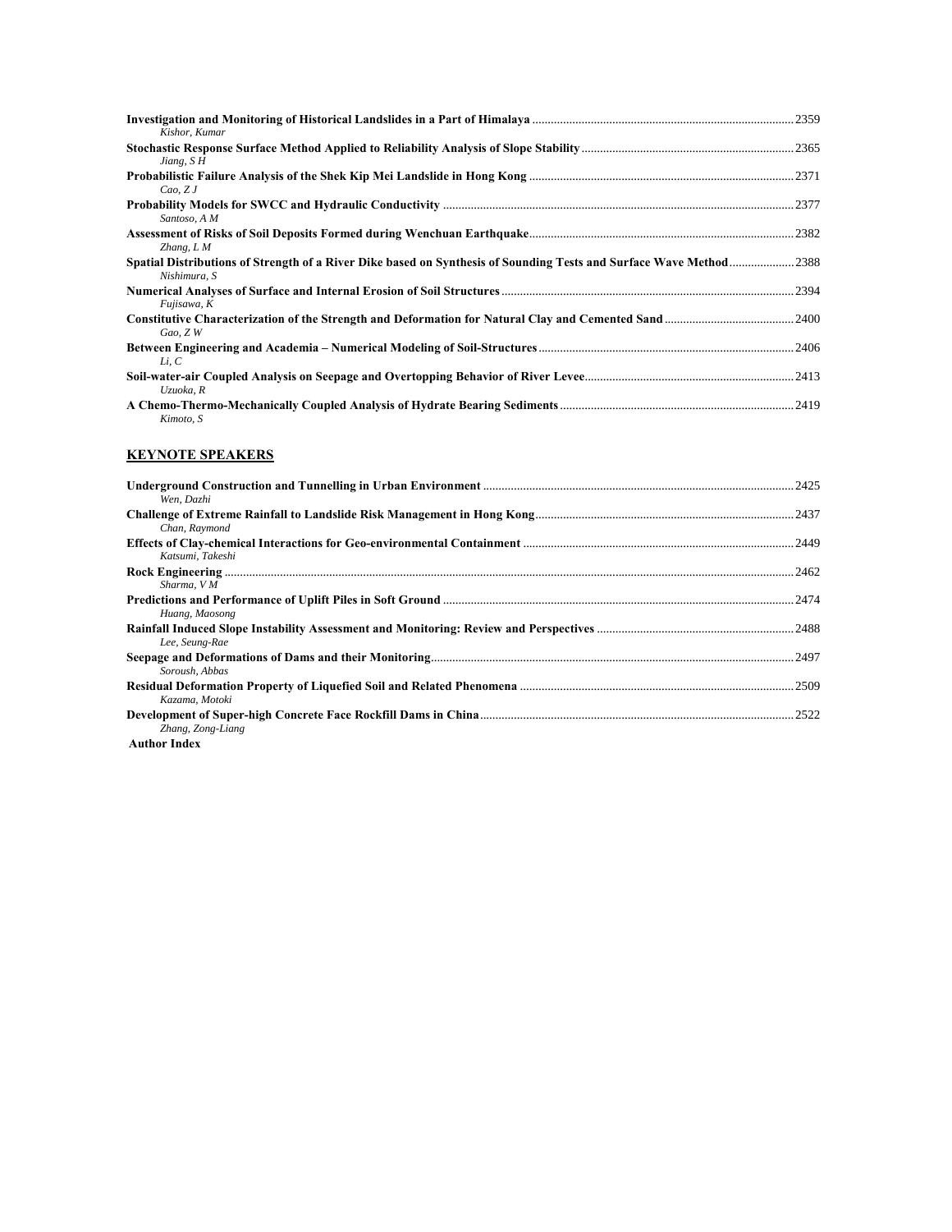**Investigation and Monitoring of Historical Landslides in a Part of Himalaya** .......... 2359
*Kishor, Kumar*

**Stochastic Response Surface Method Applied to Reliability Analysis of Slope Stability** .......... 2365
*Jiang, S H*

**Probabilistic Failure Analysis of the Shek Kip Mei Landslide in Hong Kong** .......... 2371
*Cao, Z J*

**Probability Models for SWCC and Hydraulic Conductivity** .......... 2377
*Santoso, A M*

**Assessment of Risks of Soil Deposits Formed during Wenchuan Earthquake** .......... 2382
*Zhang, L M*

**Spatial Distributions of Strength of a River Dike based on Synthesis of Sounding Tests and Surface Wave Method** .......... 2388
*Nishimura, S*

**Numerical Analyses of Surface and Internal Erosion of Soil Structures** .......... 2394
*Fujisawa, K*

**Constitutive Characterization of the Strength and Deformation for Natural Clay and Cemented Sand** .......... 2400
*Gao, Z W*

**Between Engineering and Academia – Numerical Modeling of Soil-Structures** .......... 2406
*Li, C*

**Soil-water-air Coupled Analysis on Seepage and Overtopping Behavior of River Levee** .......... 2413
*Uzuoka, R*

**A Chemo-Thermo-Mechanically Coupled Analysis of Hydrate Bearing Sediments** .......... 2419
*Kimoto, S*

## KEYNOTE SPEAKERS

**Underground Construction and Tunnelling in Urban Environment** .......... 2425
*Wen, Dazhi*

**Challenge of Extreme Rainfall to Landslide Risk Management in Hong Kong** .......... 2437
*Chan, Raymond*

**Effects of Clay-chemical Interactions for Geo-environmental Containment** .......... 2449
*Katsumi, Takeshi*

**Rock Engineering** .......... 2462
*Sharma, V M*

**Predictions and Performance of Uplift Piles in Soft Ground** .......... 2474
*Huang, Maosong*

**Rainfall Induced Slope Instability Assessment and Monitoring: Review and Perspectives** .......... 2488
*Lee, Seung-Rae*

**Seepage and Deformations of Dams and their Monitoring** .......... 2497
*Soroush, Abbas*

**Residual Deformation Property of Liquefied Soil and Related Phenomena** .......... 2509
*Kazama, Motoki*

**Development of Super-high Concrete Face Rockfill Dams in China** .......... 2522
*Zhang, Zong-Liang*

**Author Index**